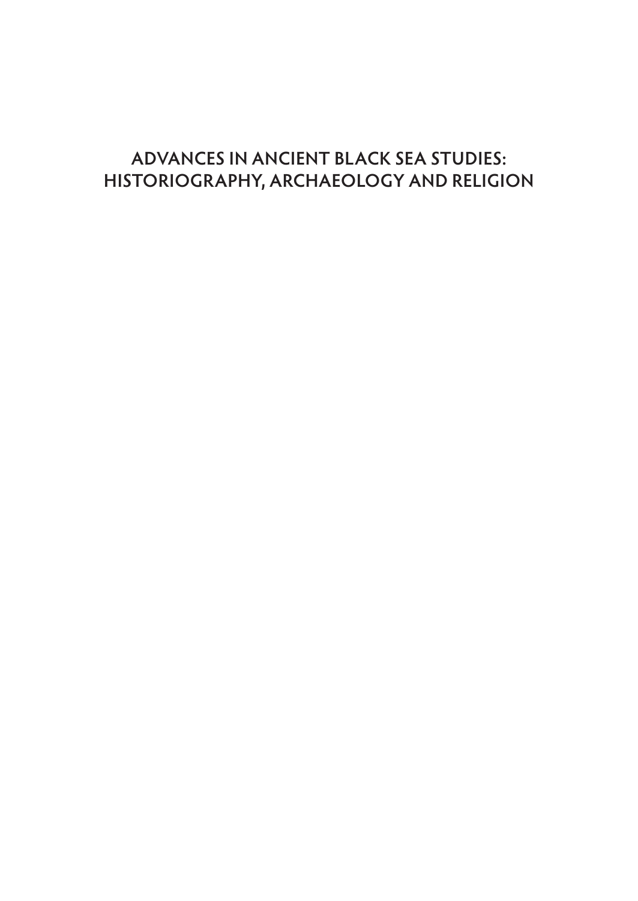# ADVANCES IN ANCIENT BLACK SEA STUDIES: HISTORIOGRAPHY, ARCHAEOLOGY AND RELIGION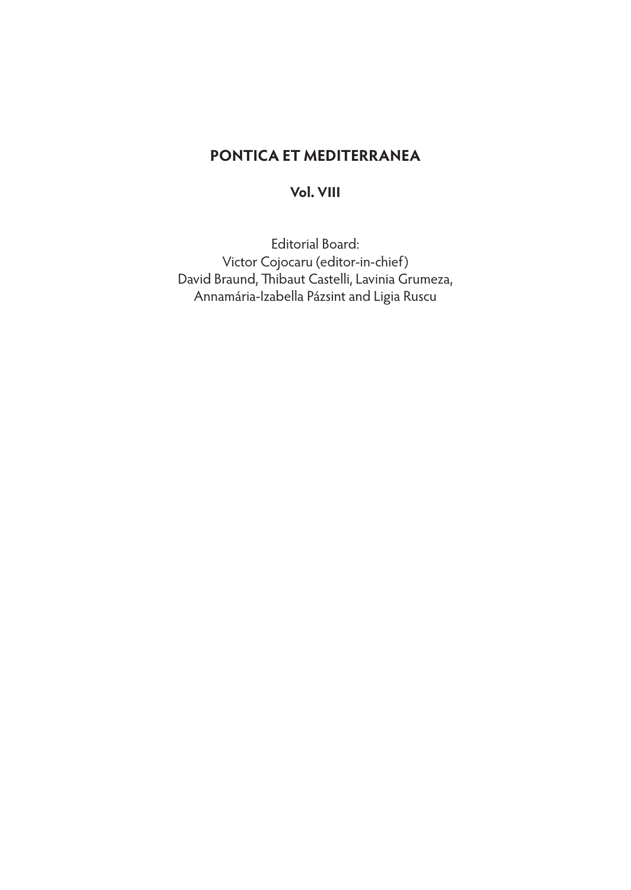# PONTICA ET MEDITERRANEA

## Vol. VIII

Editorial Board:
Victor Cojocaru (editor-in-chief)
David Braund, Thibaut Castelli, Lavinia Grumeza,
Annamária-Izabella Pázsint and Ligia Ruscu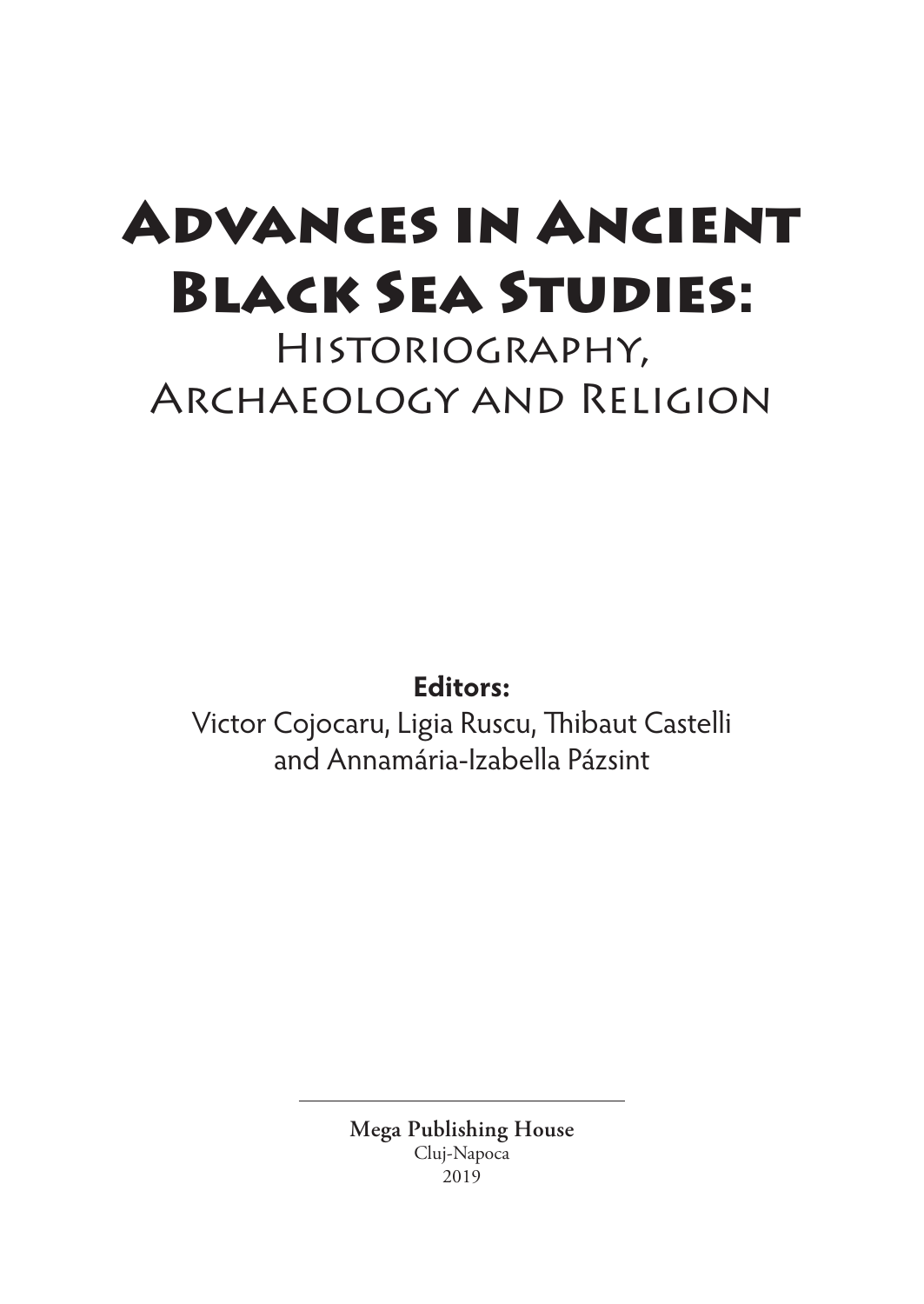# Advances in Ancient Black Sea Studies:

## Historiography, Archaeology and Religion

**Editors:**

Victor Cojocaru, Ligia Ruscu, Thibaut Castelli and Annamária-Izabella Pázsint

**Mega Publishing House**
Cluj-Napoca
2019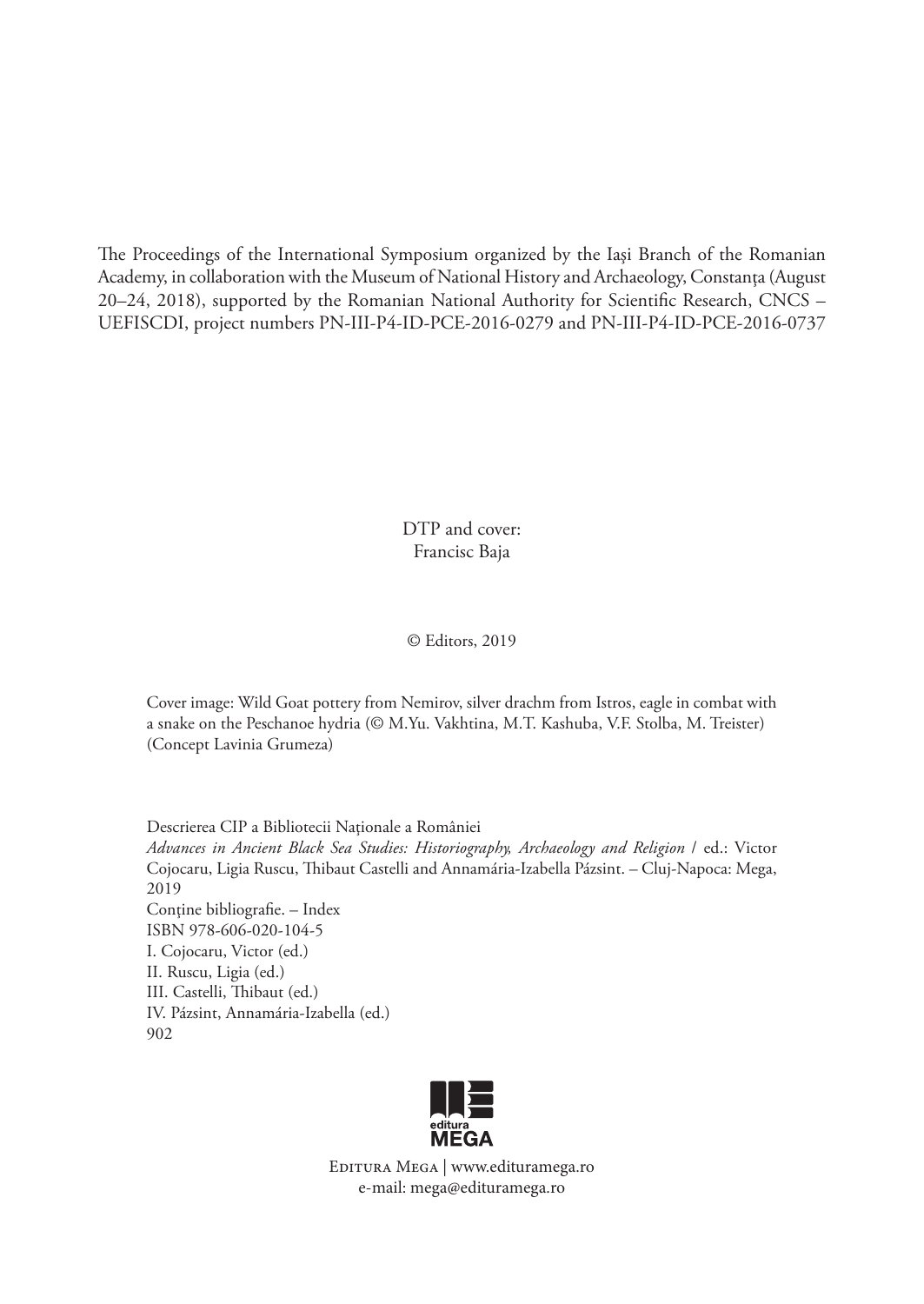The Proceedings of the International Symposium organized by the Iaşi Branch of the Romanian Academy, in collaboration with the Museum of National History and Archaeology, Constanţa (August 20–24, 2018), supported by the Romanian National Authority for Scientific Research, CNCS – UEFISCDI, project numbers PN-III-P4-ID-PCE-2016-0279 and PN-III-P4-ID-PCE-2016-0737

DTP and cover:
Francisc Baja

© Editors, 2019

Cover image: Wild Goat pottery from Nemirov, silver drachm from Istros, eagle in combat with a snake on the Peschanoe hydria (© M.Yu. Vakhtina, M.T. Kashuba, V.F. Stolba, M. Treister) (Concept Lavinia Grumeza)

Descrierea CIP a Bibliotecii Naţionale a României
*Advances in Ancient Black Sea Studies: Historiography, Archaeology and Religion* / ed.: Victor Cojocaru, Ligia Ruscu, Thibaut Castelli and Annamária-Izabella Pázsint. – Cluj-Napoca: Mega, 2019
Conţine bibliografie. – Index
ISBN 978-606-020-104-5
I. Cojocaru, Victor (ed.)
II. Ruscu, Ligia (ed.)
III. Castelli, Thibaut (ed.)
IV. Pázsint, Annamária-Izabella (ed.)
902

editura MEGA

Editura Mega | www.edituramega.ro
e-mail: mega@edituramega.ro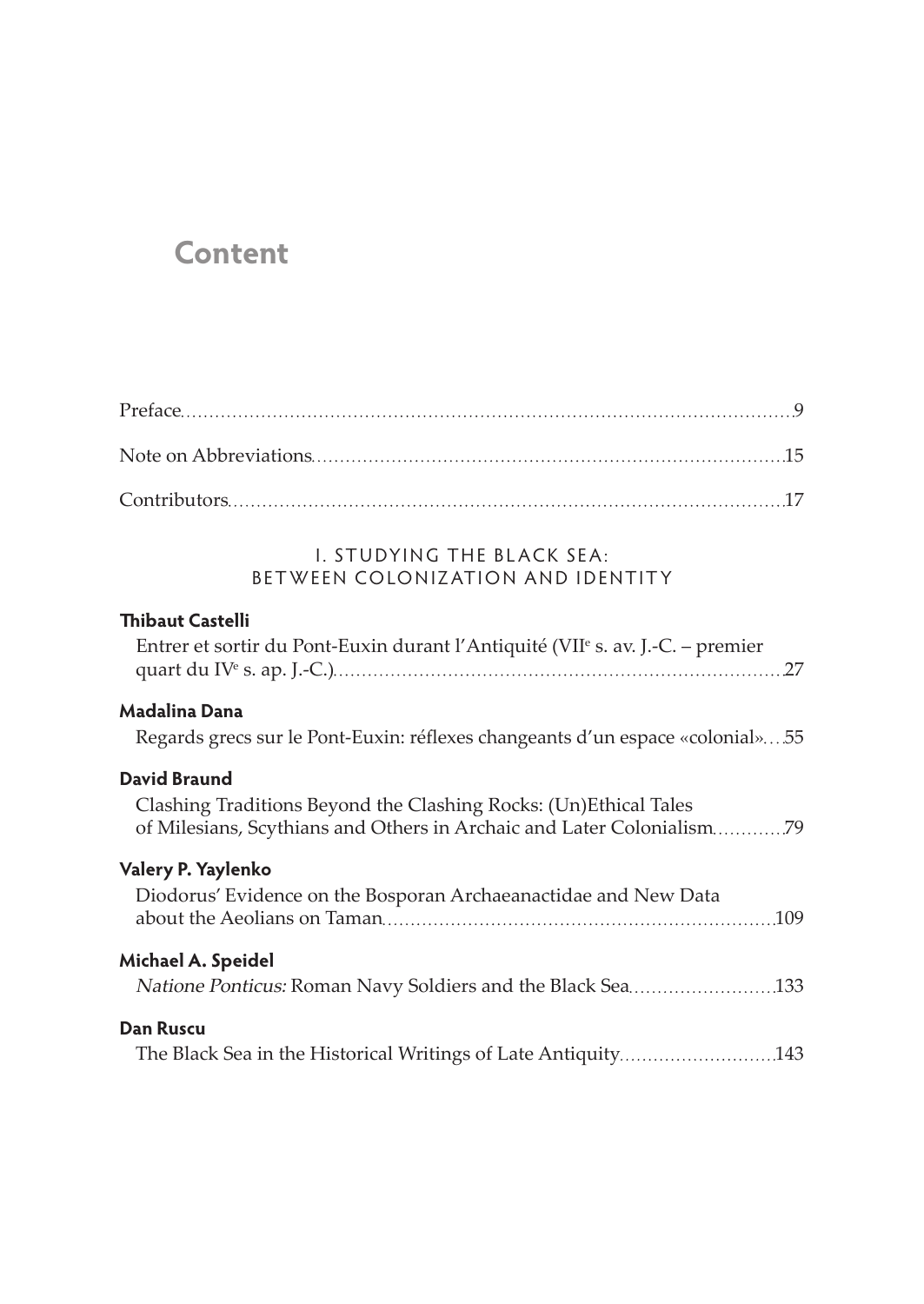# Content

Preface ..... 9

Note on Abbreviations ..... 15

Contributors ..... 17

## I. STUDYING THE BLACK SEA: BETWEEN COLONIZATION AND IDENTITY

**Thibaut Castelli**
Entrer et sortir du Pont-Euxin durant l'Antiquité (VII$^{e}$ s. av. J.-C. – premier quart du IV$^{e}$ s. ap. J.-C.) ..... 27

**Madalina Dana**
Regards grecs sur le Pont-Euxin: réflexes changeants d'un espace «colonial» ..... 55

**David Braund**
Clashing Traditions Beyond the Clashing Rocks: (Un)Ethical Tales of Milesians, Scythians and Others in Archaic and Later Colonialism ..... 79

**Valery P. Yaylenko**
Diodorus' Evidence on the Bosporan Archaeanactidae and New Data about the Aeolians on Taman ..... 109

**Michael A. Speidel**
*Natione Ponticus:* Roman Navy Soldiers and the Black Sea ..... 133

**Dan Ruscu**
The Black Sea in the Historical Writings of Late Antiquity ..... 143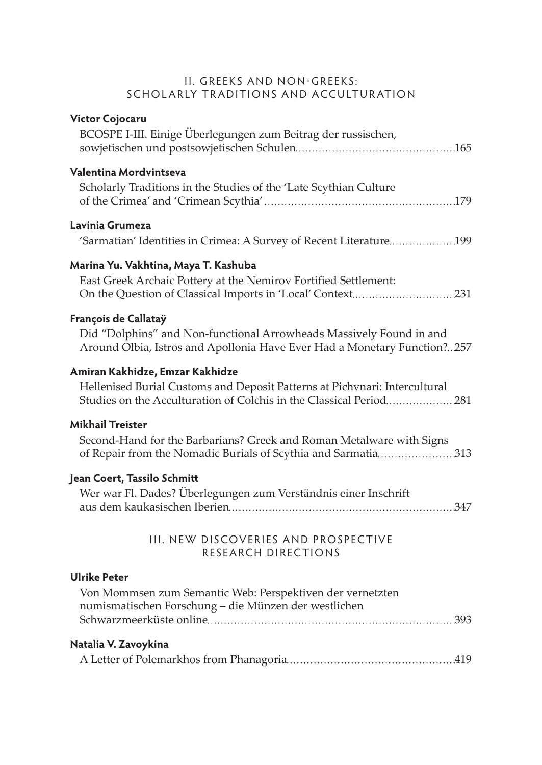## II. Greeks and Non-Greeks: Scholarly Traditions and Acculturation

**Victor Cojocaru**
BCOSPE I-III. Einige Überlegungen zum Beitrag der russischen, sowjetischen und postsowjetischen Schulen ............ 165

**Valentina Mordvintseva**
Scholarly Traditions in the Studies of the 'Late Scythian Culture of the Crimea' and 'Crimean Scythia' ............ 179

**Lavinia Grumeza**
'Sarmatian' Identities in Crimea: A Survey of Recent Literature ............ 199

**Marina Yu. Vakhtina, Maya T. Kashuba**
East Greek Archaic Pottery at the Nemirov Fortified Settlement: On the Question of Classical Imports in 'Local' Context ............ 231

**François de Callataÿ**
Did "Dolphins" and Non-functional Arrowheads Massively Found in and Around Olbia, Istros and Apollonia Have Ever Had a Monetary Function? ... 257

**Amiran Kakhidze, Emzar Kakhidze**
Hellenised Burial Customs and Deposit Patterns at Pichvnari: Intercultural Studies on the Acculturation of Colchis in the Classical Period ............ 281

**Mikhail Treister**
Second-Hand for the Barbarians? Greek and Roman Metalware with Signs of Repair from the Nomadic Burials of Scythia and Sarmatia ............ 313

**Jean Coert, Tassilo Schmitt**
Wer war Fl. Dades? Überlegungen zum Verständnis einer Inschrift aus dem kaukasischen Iberien ............ 347

## III. New Discoveries and Prospective Research Directions

**Ulrike Peter**
Von Mommsen zum Semantic Web: Perspektiven der vernetzten numismatischen Forschung – die Münzen der westlichen Schwarzmeerküste online ............ 393

**Natalia V. Zavoykina**
A Letter of Polemarkhos from Phanagoria ............ 419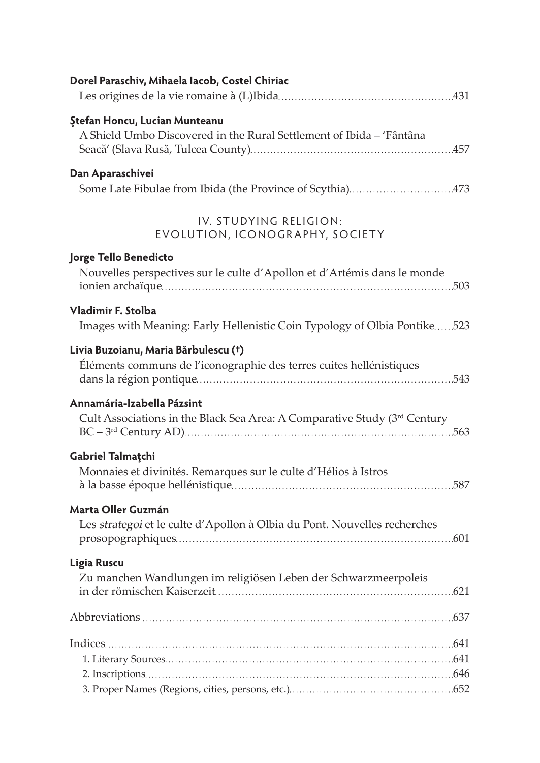**Dorel Paraschiv, Mihaela Iacob, Costel Chiriac**
Les origines de la vie romaine à (L)Ibida ... 431

**Ştefan Honcu, Lucian Munteanu**
A Shield Umbo Discovered in the Rural Settlement of Ibida – 'Fântâna Seacă' (Slava Rusă, Tulcea County) ... 457

**Dan Aparaschivei**
Some Late Fibulae from Ibida (the Province of Scythia) ... 473

## IV. STUDYING RELIGION: EVOLUTION, ICONOGRAPHY, SOCIETY

**Jorge Tello Benedicto**
Nouvelles perspectives sur le culte d'Apollon et d'Artémis dans le monde ionien archaïque ... 503

**Vladimir F. Stolba**
Images with Meaning: Early Hellenistic Coin Typology of Olbia Pontike ... 523

**Livia Buzoianu, Maria Bărbulescu (†)**
Éléments communs de l'iconographie des terres cuites hellénistiques dans la région pontique ... 543

**Annamária-Izabella Pázsint**
Cult Associations in the Black Sea Area: A Comparative Study (3rd Century BC – 3rd Century AD) ... 563

**Gabriel Talmaţchi**
Monnaies et divinités. Remarques sur le culte d'Hélios à Istros à la basse époque hellénistique ... 587

**Marta Oller Guzmán**
Les *strategoi* et le culte d'Apollon à Olbia du Pont. Nouvelles recherches prosopographiques ... 601

**Ligia Ruscu**
Zu manchen Wandlungen im religiösen Leben der Schwarzmeerpoleis in der römischen Kaiserzeit ... 621

Abbreviations ... 637

Indices ... 641
1. Literary Sources ... 641
2. Inscriptions ... 646
3. Proper Names (Regions, cities, persons, etc.) ... 652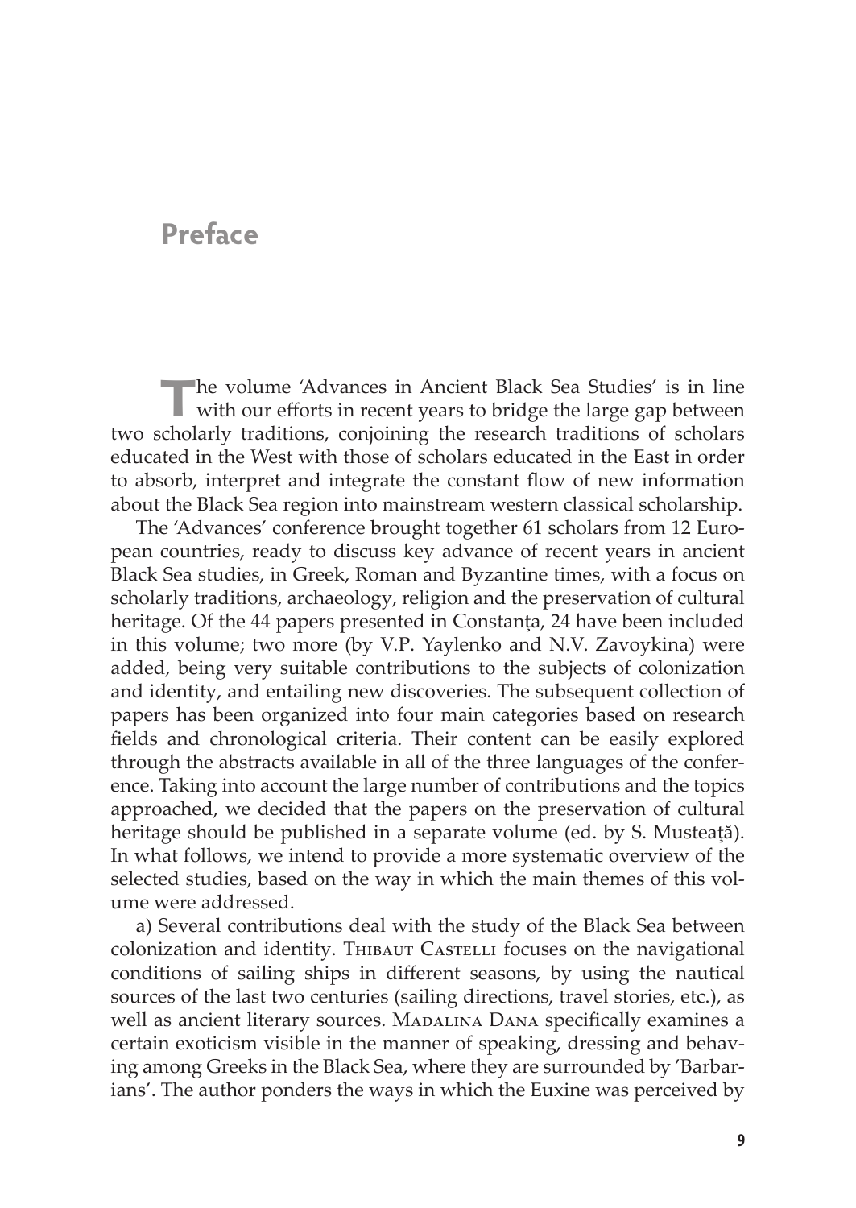# Preface

The volume 'Advances in Ancient Black Sea Studies' is in line with our efforts in recent years to bridge the large gap between two scholarly traditions, conjoining the research traditions of scholars educated in the West with those of scholars educated in the East in order to absorb, interpret and integrate the constant flow of new information about the Black Sea region into mainstream western classical scholarship.

The 'Advances' conference brought together 61 scholars from 12 European countries, ready to discuss key advance of recent years in ancient Black Sea studies, in Greek, Roman and Byzantine times, with a focus on scholarly traditions, archaeology, religion and the preservation of cultural heritage. Of the 44 papers presented in Constanţa, 24 have been included in this volume; two more (by V.P. Yaylenko and N.V. Zavoykina) were added, being very suitable contributions to the subjects of colonization and identity, and entailing new discoveries. The subsequent collection of papers has been organized into four main categories based on research fields and chronological criteria. Their content can be easily explored through the abstracts available in all of the three languages of the conference. Taking into account the large number of contributions and the topics approached, we decided that the papers on the preservation of cultural heritage should be published in a separate volume (ed. by S. Musteaţă). In what follows, we intend to provide a more systematic overview of the selected studies, based on the way in which the main themes of this volume were addressed.

a) Several contributions deal with the study of the Black Sea between colonization and identity. Thibaut Castelli focuses on the navigational conditions of sailing ships in different seasons, by using the nautical sources of the last two centuries (sailing directions, travel stories, etc.), as well as ancient literary sources. Madalina Dana specifically examines a certain exoticism visible in the manner of speaking, dressing and behaving among Greeks in the Black Sea, where they are surrounded by 'Barbarians'. The author ponders the ways in which the Euxine was perceived by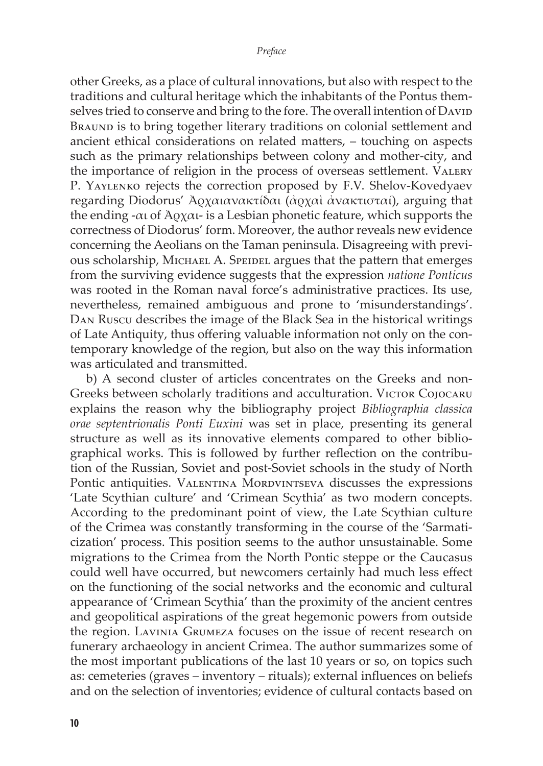other Greeks, as a place of cultural innovations, but also with respect to the traditions and cultural heritage which the inhabitants of the Pontus themselves tried to conserve and bring to the fore. The overall intention of David Braund is to bring together literary traditions on colonial settlement and ancient ethical considerations on related matters, – touching on aspects such as the primary relationships between colony and mother-city, and the importance of religion in the process of overseas settlement. Valery P. Yaylenko rejects the correction proposed by F.V. Shelov-Kovedyaev regarding Diodorus' Ἀρχαιανακτίδαι (ἀρχαὶ ἀνακτισταί), arguing that the ending -αι of Ἀρχαι- is a Lesbian phonetic feature, which supports the correctness of Diodorus' form. Moreover, the author reveals new evidence concerning the Aeolians on the Taman peninsula. Disagreeing with previous scholarship, Michael A. Speidel argues that the pattern that emerges from the surviving evidence suggests that the expression *natione Ponticus* was rooted in the Roman naval force's administrative practices. Its use, nevertheless, remained ambiguous and prone to 'misunderstandings'. Dan Ruscu describes the image of the Black Sea in the historical writings of Late Antiquity, thus offering valuable information not only on the contemporary knowledge of the region, but also on the way this information was articulated and transmitted.

b) A second cluster of articles concentrates on the Greeks and non-Greeks between scholarly traditions and acculturation. Victor Cojocaru explains the reason why the bibliography project *Bibliographia classica orae septentrionalis Ponti Euxini* was set in place, presenting its general structure as well as its innovative elements compared to other bibliographical works. This is followed by further reflection on the contribution of the Russian, Soviet and post-Soviet schools in the study of North Pontic antiquities. Valentina Mordvintseva discusses the expressions 'Late Scythian culture' and 'Crimean Scythia' as two modern concepts. According to the predominant point of view, the Late Scythian culture of the Crimea was constantly transforming in the course of the 'Sarmaticization' process. This position seems to the author unsustainable. Some migrations to the Crimea from the North Pontic steppe or the Caucasus could well have occurred, but newcomers certainly had much less effect on the functioning of the social networks and the economic and cultural appearance of 'Crimean Scythia' than the proximity of the ancient centres and geopolitical aspirations of the great hegemonic powers from outside the region. Lavinia Grumeza focuses on the issue of recent research on funerary archaeology in ancient Crimea. The author summarizes some of the most important publications of the last 10 years or so, on topics such as: cemeteries (graves – inventory – rituals); external influences on beliefs and on the selection of inventories; evidence of cultural contacts based on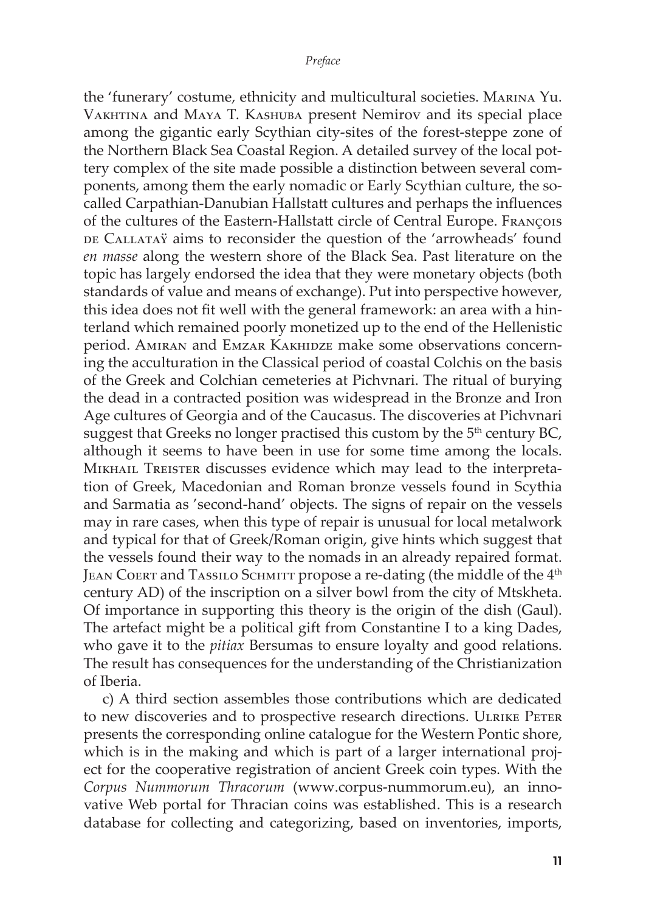the 'funerary' costume, ethnicity and multicultural societies. Marina Yu. Vakhtina and Maya T. Kashuba present Nemirov and its special place among the gigantic early Scythian city-sites of the forest-steppe zone of the Northern Black Sea Coastal Region. A detailed survey of the local pottery complex of the site made possible a distinction between several components, among them the early nomadic or Early Scythian culture, the so-called Carpathian-Danubian Hallstatt cultures and perhaps the influences of the cultures of the Eastern-Hallstatt circle of Central Europe. François de Callataÿ aims to reconsider the question of the 'arrowheads' found *en masse* along the western shore of the Black Sea. Past literature on the topic has largely endorsed the idea that they were monetary objects (both standards of value and means of exchange). Put into perspective however, this idea does not fit well with the general framework: an area with a hinterland which remained poorly monetized up to the end of the Hellenistic period. Amiran and Emzar Kakhidze make some observations concerning the acculturation in the Classical period of coastal Colchis on the basis of the Greek and Colchian cemeteries at Pichvnari. The ritual of burying the dead in a contracted position was widespread in the Bronze and Iron Age cultures of Georgia and of the Caucasus. The discoveries at Pichvnari suggest that Greeks no longer practised this custom by the 5th century BC, although it seems to have been in use for some time among the locals. Mikhail Treister discusses evidence which may lead to the interpretation of Greek, Macedonian and Roman bronze vessels found in Scythia and Sarmatia as 'second-hand' objects. The signs of repair on the vessels may in rare cases, when this type of repair is unusual for local metalwork and typical for that of Greek/Roman origin, give hints which suggest that the vessels found their way to the nomads in an already repaired format. Jean Coert and Tassilo Schmitt propose a re-dating (the middle of the 4th century AD) of the inscription on a silver bowl from the city of Mtskheta. Of importance in supporting this theory is the origin of the dish (Gaul). The artefact might be a political gift from Constantine I to a king Dades, who gave it to the *pitiax* Bersumas to ensure loyalty and good relations. The result has consequences for the understanding of the Christianization of Iberia.

c) A third section assembles those contributions which are dedicated to new discoveries and to prospective research directions. Ulrike Peter presents the corresponding online catalogue for the Western Pontic shore, which is in the making and which is part of a larger international project for the cooperative registration of ancient Greek coin types. With the *Corpus Nummorum Thracorum* (www.corpus-nummorum.eu), an innovative Web portal for Thracian coins was established. This is a research database for collecting and categorizing, based on inventories, imports,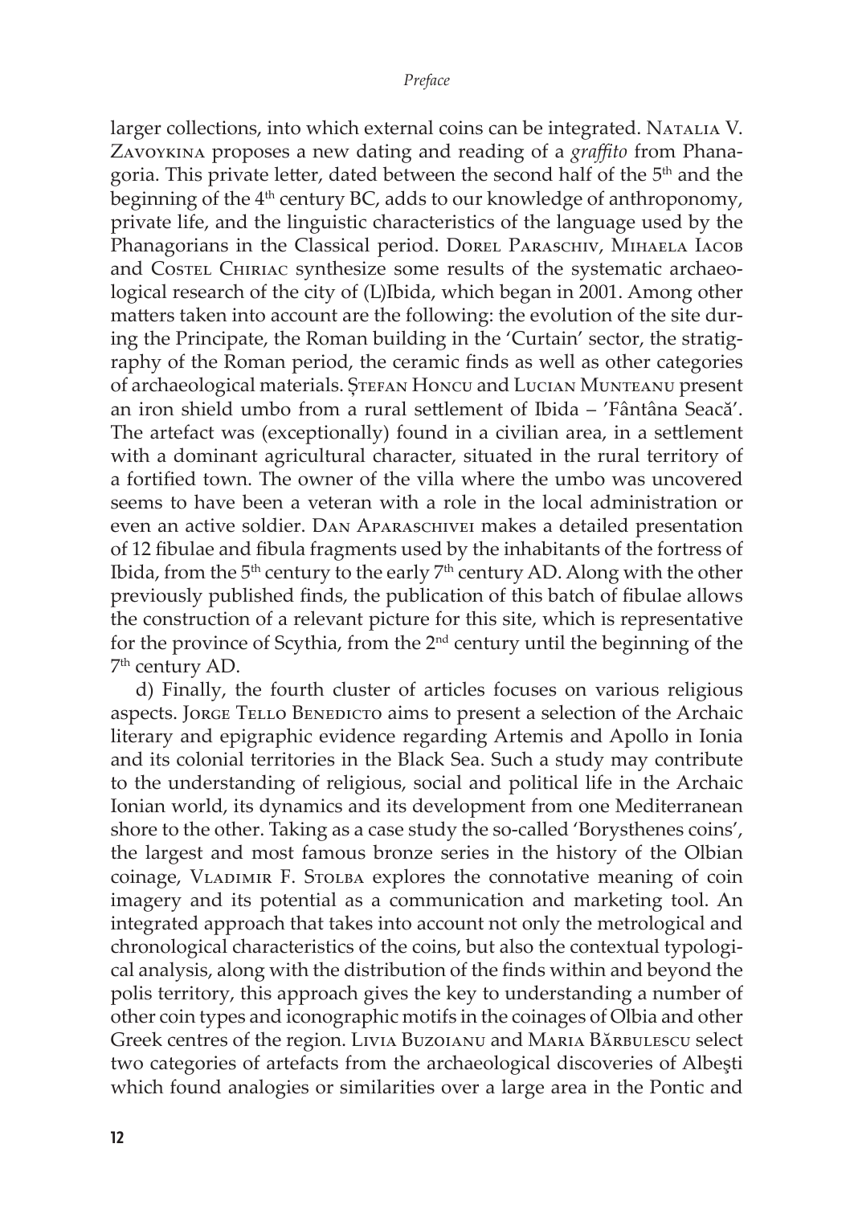larger collections, into which external coins can be integrated. Natalia V. Zavoykina proposes a new dating and reading of a *graffito* from Phanagoria. This private letter, dated between the second half of the 5th and the beginning of the 4th century BC, adds to our knowledge of anthroponomy, private life, and the linguistic characteristics of the language used by the Phanagorians in the Classical period. Dorel Paraschiv, Mihaela Iacob and Costel Chiriac synthesize some results of the systematic archaeological research of the city of (L)Ibida, which began in 2001. Among other matters taken into account are the following: the evolution of the site during the Principate, the Roman building in the 'Curtain' sector, the stratigraphy of the Roman period, the ceramic finds as well as other categories of archaeological materials. Ștefan Honcu and Lucian Munteanu present an iron shield umbo from a rural settlement of Ibida – 'Fântâna Seacă'. The artefact was (exceptionally) found in a civilian area, in a settlement with a dominant agricultural character, situated in the rural territory of a fortified town. The owner of the villa where the umbo was uncovered seems to have been a veteran with a role in the local administration or even an active soldier. Dan Aparaschivei makes a detailed presentation of 12 fibulae and fibula fragments used by the inhabitants of the fortress of Ibida, from the 5th century to the early 7th century AD. Along with the other previously published finds, the publication of this batch of fibulae allows the construction of a relevant picture for this site, which is representative for the province of Scythia, from the 2nd century until the beginning of the 7th century AD.

d) Finally, the fourth cluster of articles focuses on various religious aspects. Jorge Tello Benedicto aims to present a selection of the Archaic literary and epigraphic evidence regarding Artemis and Apollo in Ionia and its colonial territories in the Black Sea. Such a study may contribute to the understanding of religious, social and political life in the Archaic Ionian world, its dynamics and its development from one Mediterranean shore to the other. Taking as a case study the so-called 'Borysthenes coins', the largest and most famous bronze series in the history of the Olbian coinage, Vladimir F. Stolba explores the connotative meaning of coin imagery and its potential as a communication and marketing tool. An integrated approach that takes into account not only the metrological and chronological characteristics of the coins, but also the contextual typological analysis, along with the distribution of the finds within and beyond the polis territory, this approach gives the key to understanding a number of other coin types and iconographic motifs in the coinages of Olbia and other Greek centres of the region. Livia Buzoianu and Maria Bărbulescu select two categories of artefacts from the archaeological discoveries of Albeşti which found analogies or similarities over a large area in the Pontic and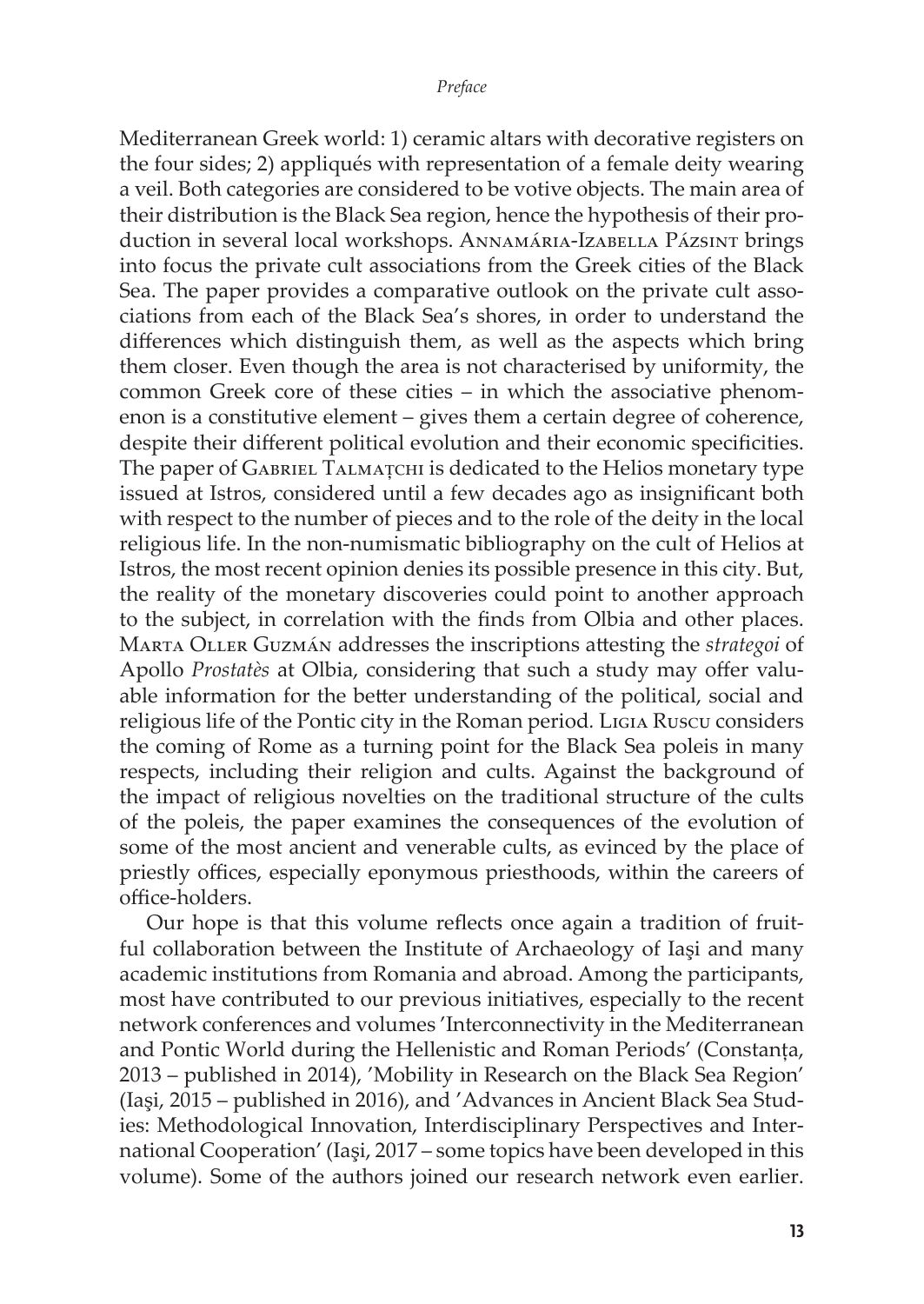Mediterranean Greek world: 1) ceramic altars with decorative registers on the four sides; 2) appliqués with representation of a female deity wearing a veil. Both categories are considered to be votive objects. The main area of their distribution is the Black Sea region, hence the hypothesis of their production in several local workshops. Annamária-Izabella Pázsint brings into focus the private cult associations from the Greek cities of the Black Sea. The paper provides a comparative outlook on the private cult associations from each of the Black Sea's shores, in order to understand the differences which distinguish them, as well as the aspects which bring them closer. Even though the area is not characterised by uniformity, the common Greek core of these cities – in which the associative phenomenon is a constitutive element – gives them a certain degree of coherence, despite their different political evolution and their economic specificities. The paper of Gabriel Talmațchi is dedicated to the Helios monetary type issued at Istros, considered until a few decades ago as insignificant both with respect to the number of pieces and to the role of the deity in the local religious life. In the non-numismatic bibliography on the cult of Helios at Istros, the most recent opinion denies its possible presence in this city. But, the reality of the monetary discoveries could point to another approach to the subject, in correlation with the finds from Olbia and other places. Marta Oller Guzmán addresses the inscriptions attesting the *strategoi* of Apollo *Prostatès* at Olbia, considering that such a study may offer valuable information for the better understanding of the political, social and religious life of the Pontic city in the Roman period. Ligia Ruscu considers the coming of Rome as a turning point for the Black Sea poleis in many respects, including their religion and cults. Against the background of the impact of religious novelties on the traditional structure of the cults of the poleis, the paper examines the consequences of the evolution of some of the most ancient and venerable cults, as evinced by the place of priestly offices, especially eponymous priesthoods, within the careers of office-holders.

Our hope is that this volume reflects once again a tradition of fruitful collaboration between the Institute of Archaeology of Iaşi and many academic institutions from Romania and abroad. Among the participants, most have contributed to our previous initiatives, especially to the recent network conferences and volumes 'Interconnectivity in the Mediterranean and Pontic World during the Hellenistic and Roman Periods' (Constanța, 2013 – published in 2014), 'Mobility in Research on the Black Sea Region' (Iaşi, 2015 – published in 2016), and 'Advances in Ancient Black Sea Studies: Methodological Innovation, Interdisciplinary Perspectives and International Cooperation' (Iaşi, 2017 – some topics have been developed in this volume). Some of the authors joined our research network even earlier.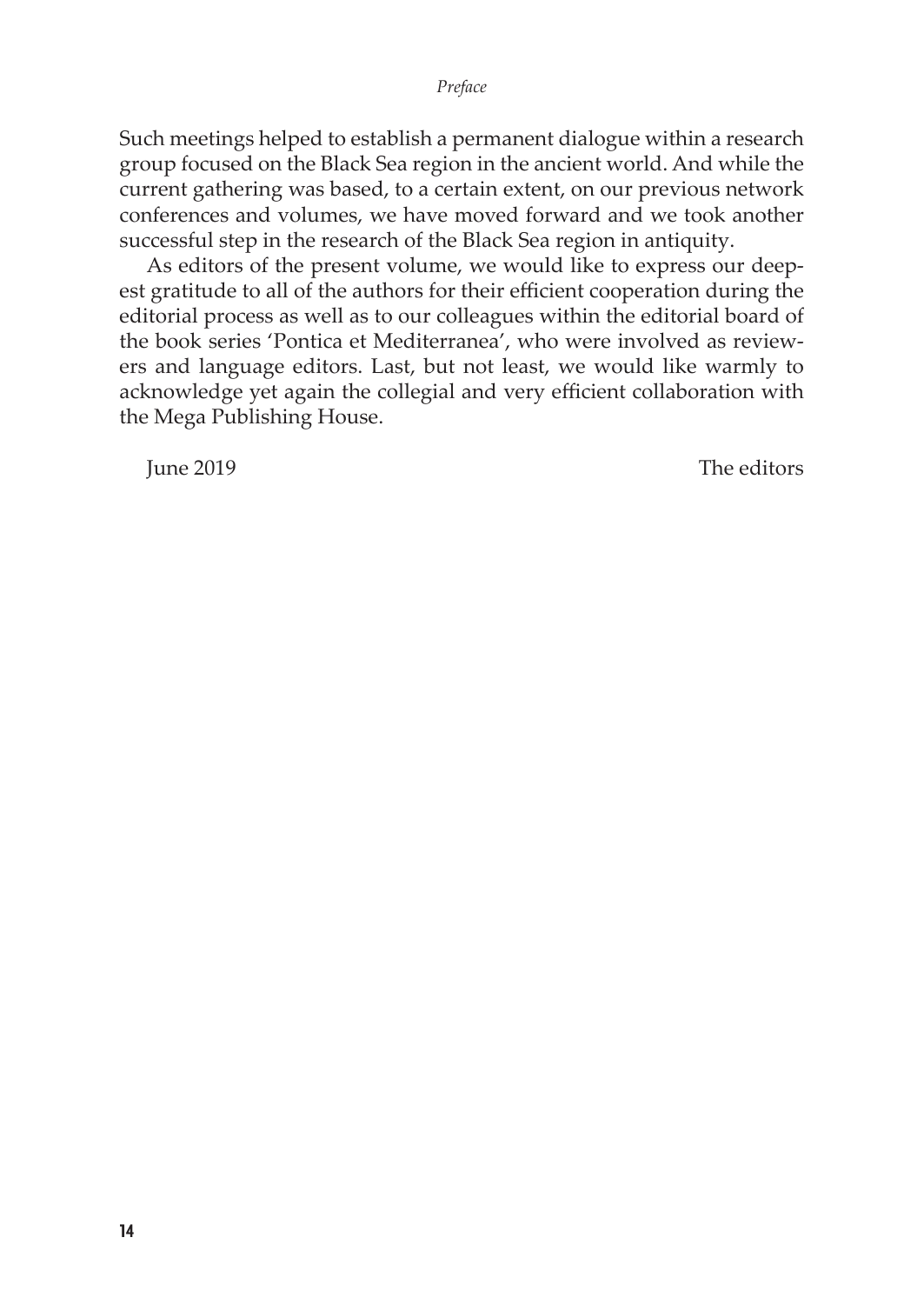Such meetings helped to establish a permanent dialogue within a research group focused on the Black Sea region in the ancient world. And while the current gathering was based, to a certain extent, on our previous network conferences and volumes, we have moved forward and we took another successful step in the research of the Black Sea region in antiquity.

As editors of the present volume, we would like to express our deepest gratitude to all of the authors for their efficient cooperation during the editorial process as well as to our colleagues within the editorial board of the book series 'Pontica et Mediterranea', who were involved as reviewers and language editors. Last, but not least, we would like warmly to acknowledge yet again the collegial and very efficient collaboration with the Mega Publishing House.

June 2019 — The editors